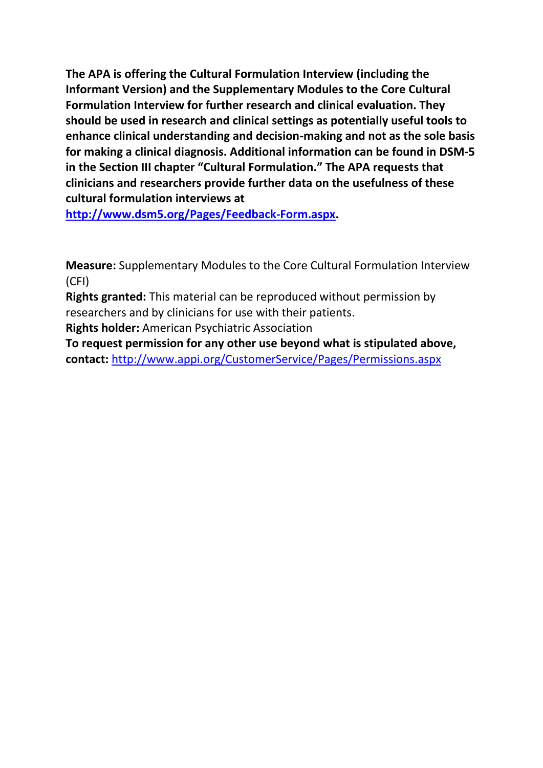**The APA is offering the Cultural Formulation Interview (including the Informant Version) and the Supplementary Modules to the Core Cultural Formulation Interview for further research and clinical evaluation. They should be used in research and clinical settings as potentially useful tools to enhance clinical understanding and decision-making and not as the sole basis for making a clinical diagnosis. Additional information can be found in DSM-5 in the Section III chapter "Cultural Formulation." The APA requests that clinicians and researchers provide further data on the usefulness of these cultural formulation interviews at [http://www.dsm5.org/Pages/Feedback-Form.aspx](http://www.dsm5.org/Pages/Feedback-Form.aspx).**

**Measure:** Supplementary Modules to the Core Cultural Formulation Interview (CFI)

**Rights granted:** This material can be reproduced without permission by researchers and by clinicians for use with their patients.

**Rights holder:** American Psychiatric Association

**To request permission for any other use beyond what is stipulated above, contact:** [http://www.appi.org/CustomerService/Pages/Permissions.aspx](http://www.appi.org/CustomerService/Pages/Permissions.aspx)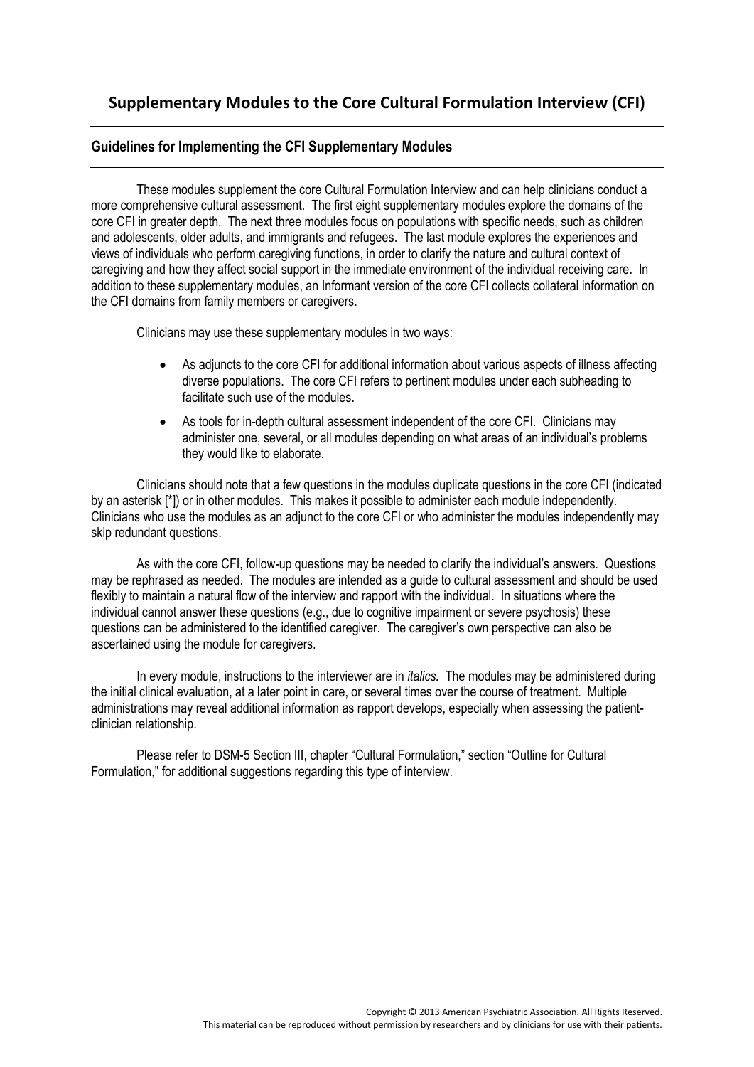# Supplementary Modules to the Core Cultural Formulation Interview (CFI)

## Guidelines for Implementing the CFI Supplementary Modules

These modules supplement the core Cultural Formulation Interview and can help clinicians conduct a more comprehensive cultural assessment. The first eight supplementary modules explore the domains of the core CFI in greater depth. The next three modules focus on populations with specific needs, such as children and adolescents, older adults, and immigrants and refugees. The last module explores the experiences and views of individuals who perform caregiving functions, in order to clarify the nature and cultural context of caregiving and how they affect social support in the immediate environment of the individual receiving care. In addition to these supplementary modules, an Informant version of the core CFI collects collateral information on the CFI domains from family members or caregivers.

Clinicians may use these supplementary modules in two ways:

- As adjuncts to the core CFI for additional information about various aspects of illness affecting diverse populations. The core CFI refers to pertinent modules under each subheading to facilitate such use of the modules.
- As tools for in-depth cultural assessment independent of the core CFI. Clinicians may administer one, several, or all modules depending on what areas of an individual's problems they would like to elaborate.

Clinicians should note that a few questions in the modules duplicate questions in the core CFI (indicated by an asterisk [*]) or in other modules. This makes it possible to administer each module independently. Clinicians who use the modules as an adjunct to the core CFI or who administer the modules independently may skip redundant questions.

As with the core CFI, follow-up questions may be needed to clarify the individual's answers. Questions may be rephrased as needed. The modules are intended as a guide to cultural assessment and should be used flexibly to maintain a natural flow of the interview and rapport with the individual. In situations where the individual cannot answer these questions (e.g., due to cognitive impairment or severe psychosis) these questions can be administered to the identified caregiver. The caregiver's own perspective can also be ascertained using the module for caregivers.

In every module, instructions to the interviewer are in *italics***.** The modules may be administered during the initial clinical evaluation, at a later point in care, or several times over the course of treatment. Multiple administrations may reveal additional information as rapport develops, especially when assessing the patient-clinician relationship.

Please refer to DSM-5 Section III, chapter "Cultural Formulation," section "Outline for Cultural Formulation," for additional suggestions regarding this type of interview.

Copyright © 2013 American Psychiatric Association. All Rights Reserved.
This material can be reproduced without permission by researchers and by clinicians for use with their patients.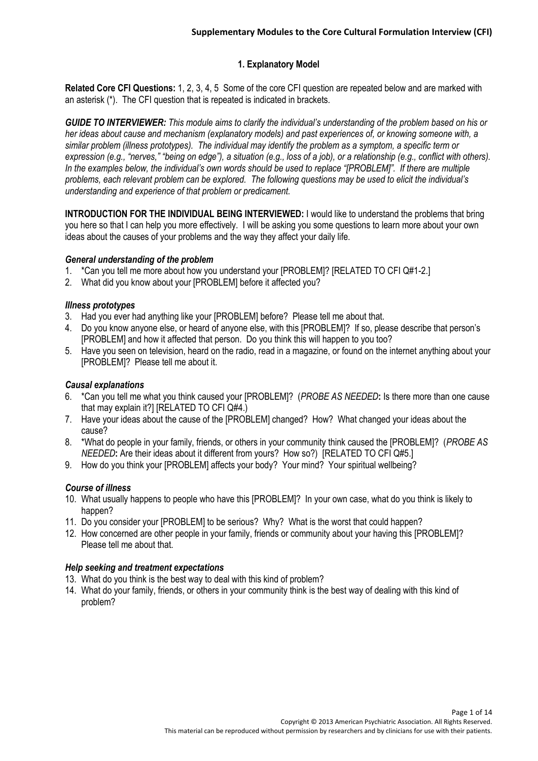## 1. Explanatory Model

**Related Core CFI Questions:** 1, 2, 3, 4, 5 Some of the core CFI question are repeated below and are marked with an asterisk (*). The CFI question that is repeated is indicated in brackets.

***GUIDE TO INTERVIEWER:*** *This module aims to clarify the individual's understanding of the problem based on his or her ideas about cause and mechanism (explanatory models) and past experiences of, or knowing someone with, a similar problem (illness prototypes). The individual may identify the problem as a symptom, a specific term or expression (e.g., "nerves," "being on edge"), a situation (e.g., loss of a job), or a relationship (e.g., conflict with others). In the examples below, the individual's own words should be used to replace "[PROBLEM]". If there are multiple problems, each relevant problem can be explored. The following questions may be used to elicit the individual's understanding and experience of that problem or predicament.*

**INTRODUCTION FOR THE INDIVIDUAL BEING INTERVIEWED:** I would like to understand the problems that bring you here so that I can help you more effectively. I will be asking you some questions to learn more about your own ideas about the causes of your problems and the way they affect your daily life.

### *General understanding of the problem*

1. *Can you tell me more about how you understand your [PROBLEM]? [RELATED TO CFI Q#1-2.]
2. What did you know about your [PROBLEM] before it affected you?

### *Illness prototypes*

3. Had you ever had anything like your [PROBLEM] before? Please tell me about that.
4. Do you know anyone else, or heard of anyone else, with this [PROBLEM]? If so, please describe that person's [PROBLEM] and how it affected that person. Do you think this will happen to you too?
5. Have you seen on television, heard on the radio, read in a magazine, or found on the internet anything about your [PROBLEM]? Please tell me about it.

### *Causal explanations*

6. *Can you tell me what you think caused your [PROBLEM]? (*PROBE AS NEEDED***:** Is there more than one cause that may explain it?] [RELATED TO CFI Q#4.)
7. Have your ideas about the cause of the [PROBLEM] changed? How? What changed your ideas about the cause?
8. *What do people in your family, friends, or others in your community think caused the [PROBLEM]? (*PROBE AS NEEDED***:** Are their ideas about it different from yours? How so?) [RELATED TO CFI Q#5.]
9. How do you think your [PROBLEM] affects your body? Your mind? Your spiritual wellbeing?

### *Course of illness*

10. What usually happens to people who have this [PROBLEM]? In your own case, what do you think is likely to happen?
11. Do you consider your [PROBLEM] to be serious? Why? What is the worst that could happen?
12. How concerned are other people in your family, friends or community about your having this [PROBLEM]? Please tell me about that.

### *Help seeking and treatment expectations*

13. What do you think is the best way to deal with this kind of problem?
14. What do your family, friends, or others in your community think is the best way of dealing with this kind of problem?

Copyright © 2013 American Psychiatric Association. All Rights Reserved.
This material can be reproduced without permission by researchers and by clinicians for use with their patients.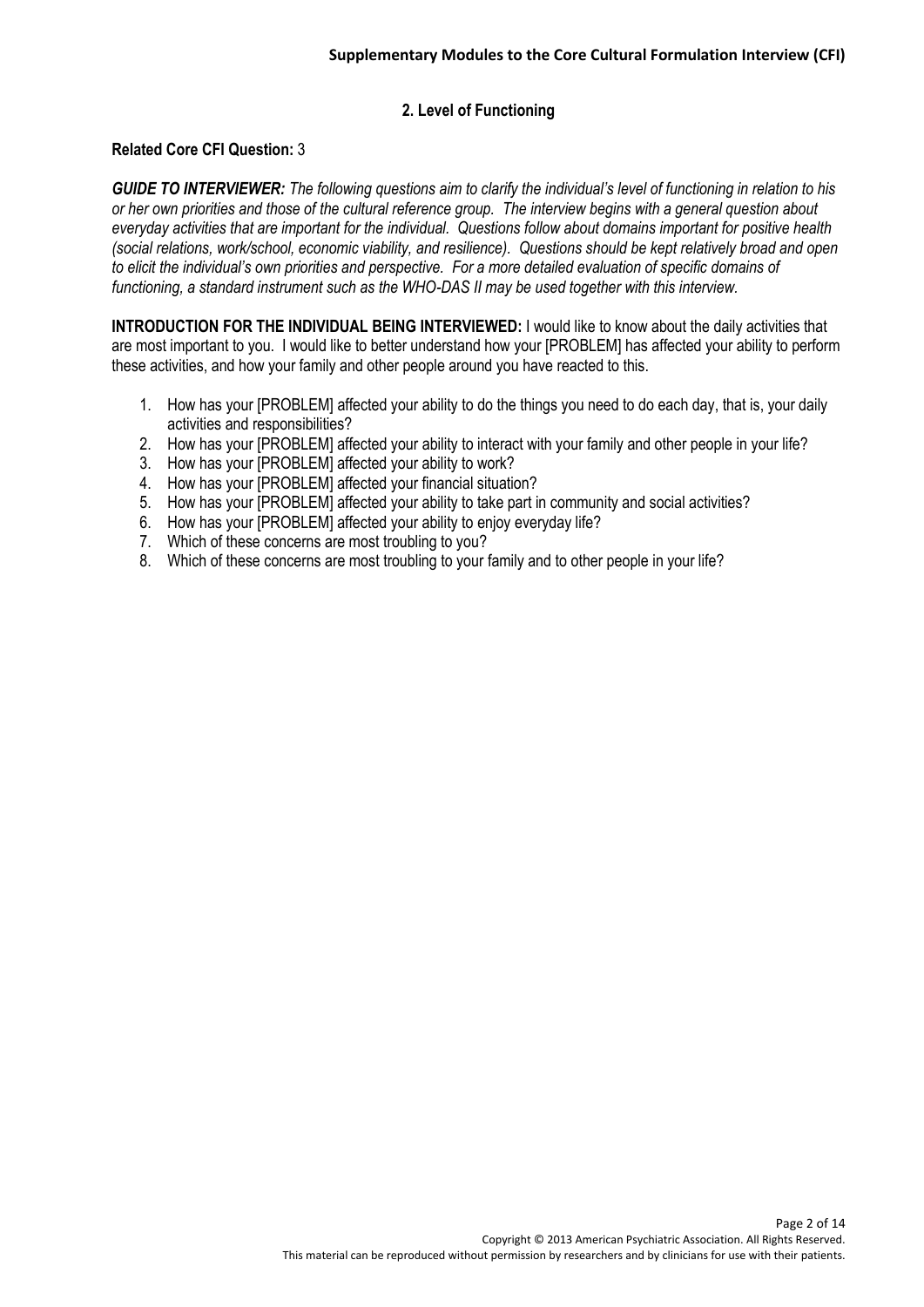## 2. Level of Functioning

**Related Core CFI Question:** 3

***GUIDE TO INTERVIEWER:*** *The following questions aim to clarify the individual's level of functioning in relation to his or her own priorities and those of the cultural reference group. The interview begins with a general question about everyday activities that are important for the individual. Questions follow about domains important for positive health (social relations, work/school, economic viability, and resilience). Questions should be kept relatively broad and open to elicit the individual's own priorities and perspective. For a more detailed evaluation of specific domains of functioning, a standard instrument such as the WHO-DAS II may be used together with this interview.*

**INTRODUCTION FOR THE INDIVIDUAL BEING INTERVIEWED:** I would like to know about the daily activities that are most important to you. I would like to better understand how your [PROBLEM] has affected your ability to perform these activities, and how your family and other people around you have reacted to this.

1. How has your [PROBLEM] affected your ability to do the things you need to do each day, that is, your daily activities and responsibilities?
2. How has your [PROBLEM] affected your ability to interact with your family and other people in your life?
3. How has your [PROBLEM] affected your ability to work?
4. How has your [PROBLEM] affected your financial situation?
5. How has your [PROBLEM] affected your ability to take part in community and social activities?
6. How has your [PROBLEM] affected your ability to enjoy everyday life?
7. Which of these concerns are most troubling to you?
8. Which of these concerns are most troubling to your family and to other people in your life?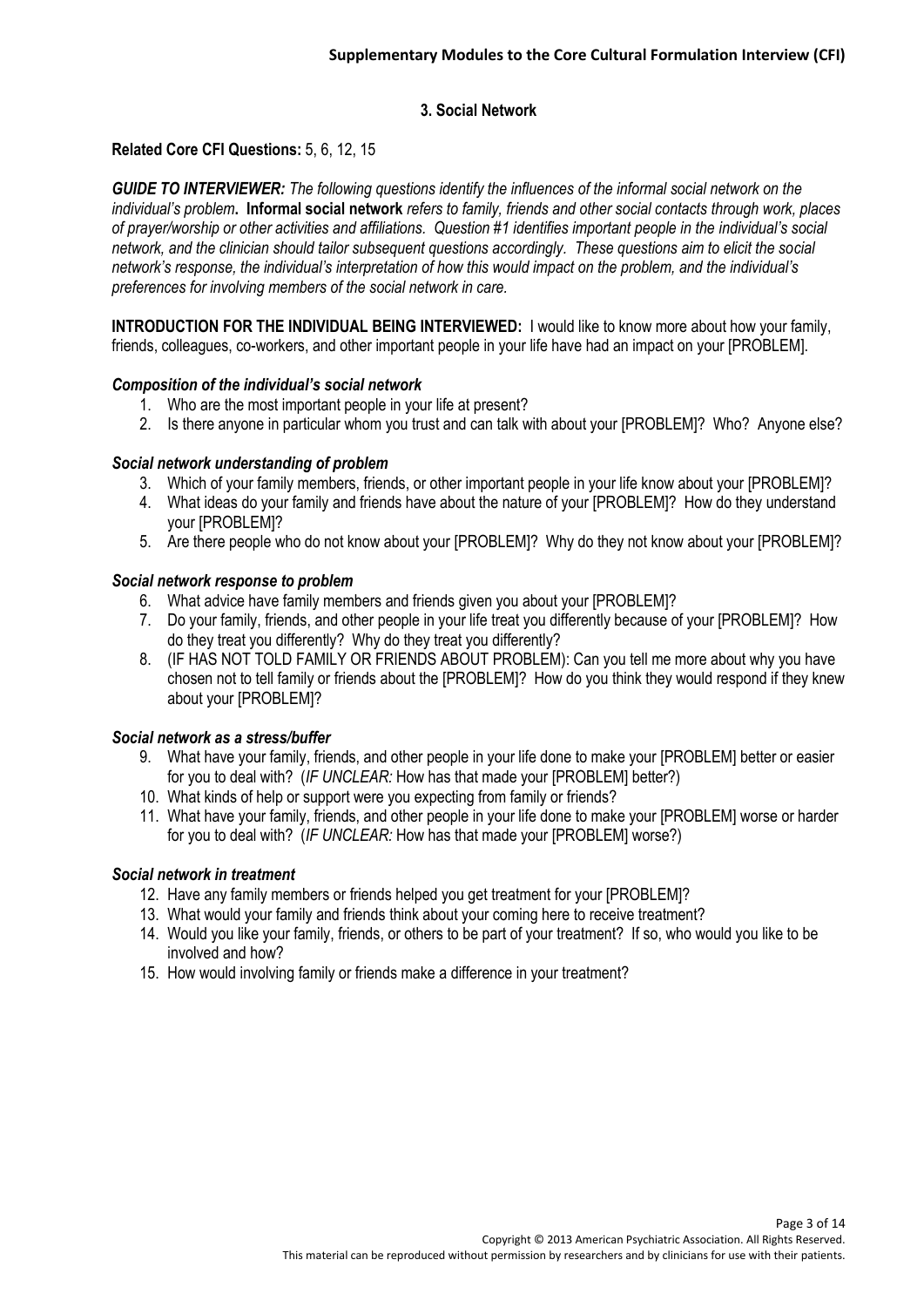## 3. Social Network

**Related Core CFI Questions:** 5, 6, 12, 15

***GUIDE TO INTERVIEWER:*** *The following questions identify the influences of the informal social network on the individual's problem***. Informal social network** *refers to family, friends and other social contacts through work, places of prayer/worship or other activities and affiliations. Question #1 identifies important people in the individual's social network, and the clinician should tailor subsequent questions accordingly. These questions aim to elicit the social network's response, the individual's interpretation of how this would impact on the problem, and the individual's preferences for involving members of the social network in care.*

**INTRODUCTION FOR THE INDIVIDUAL BEING INTERVIEWED:** I would like to know more about how your family, friends, colleagues, co-workers, and other important people in your life have had an impact on your [PROBLEM].

### *Composition of the individual's social network*

1. Who are the most important people in your life at present?
2. Is there anyone in particular whom you trust and can talk with about your [PROBLEM]? Who? Anyone else?

### *Social network understanding of problem*

3. Which of your family members, friends, or other important people in your life know about your [PROBLEM]?
4. What ideas do your family and friends have about the nature of your [PROBLEM]? How do they understand your [PROBLEM]?
5. Are there people who do not know about your [PROBLEM]? Why do they not know about your [PROBLEM]?

### *Social network response to problem*

6. What advice have family members and friends given you about your [PROBLEM]?
7. Do your family, friends, and other people in your life treat you differently because of your [PROBLEM]? How do they treat you differently? Why do they treat you differently?
8. (IF HAS NOT TOLD FAMILY OR FRIENDS ABOUT PROBLEM): Can you tell me more about why you have chosen not to tell family or friends about the [PROBLEM]? How do you think they would respond if they knew about your [PROBLEM]?

### *Social network as a stress/buffer*

9. What have your family, friends, and other people in your life done to make your [PROBLEM] better or easier for you to deal with? (*IF UNCLEAR:* How has that made your [PROBLEM] better?)
10. What kinds of help or support were you expecting from family or friends?
11. What have your family, friends, and other people in your life done to make your [PROBLEM] worse or harder for you to deal with? (*IF UNCLEAR:* How has that made your [PROBLEM] worse?)

### *Social network in treatment*

12. Have any family members or friends helped you get treatment for your [PROBLEM]?
13. What would your family and friends think about your coming here to receive treatment?
14. Would you like your family, friends, or others to be part of your treatment? If so, who would you like to be involved and how?
15. How would involving family or friends make a difference in your treatment?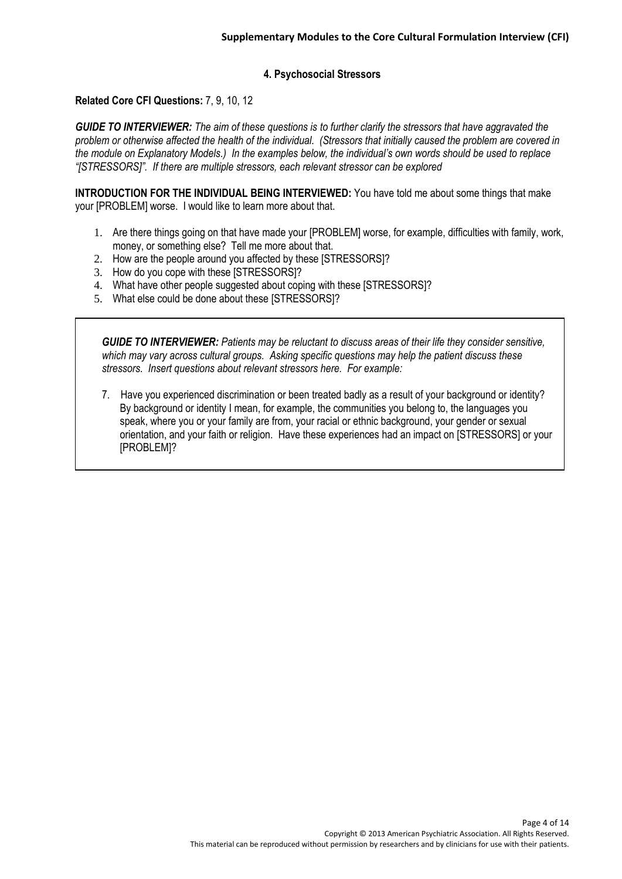## 4. Psychosocial Stressors

**Related Core CFI Questions:** 7, 9, 10, 12

***GUIDE TO INTERVIEWER:*** *The aim of these questions is to further clarify the stressors that have aggravated the problem or otherwise affected the health of the individual. (Stressors that initially caused the problem are covered in the module on Explanatory Models.) In the examples below, the individual's own words should be used to replace "[STRESSORS]". If there are multiple stressors, each relevant stressor can be explored*

**INTRODUCTION FOR THE INDIVIDUAL BEING INTERVIEWED:** You have told me about some things that make your [PROBLEM] worse. I would like to learn more about that.

1. Are there things going on that have made your [PROBLEM] worse, for example, difficulties with family, work, money, or something else? Tell me more about that.
2. How are the people around you affected by these [STRESSORS]?
3. How do you cope with these [STRESSORS]?
4. What have other people suggested about coping with these [STRESSORS]?
5. What else could be done about these [STRESSORS]?

***GUIDE TO INTERVIEWER:*** *Patients may be reluctant to discuss areas of their life they consider sensitive, which may vary across cultural groups. Asking specific questions may help the patient discuss these stressors. Insert questions about relevant stressors here. For example:*

7. Have you experienced discrimination or been treated badly as a result of your background or identity? By background or identity I mean, for example, the communities you belong to, the languages you speak, where you or your family are from, your racial or ethnic background, your gender or sexual orientation, and your faith or religion. Have these experiences had an impact on [STRESSORS] or your [PROBLEM]?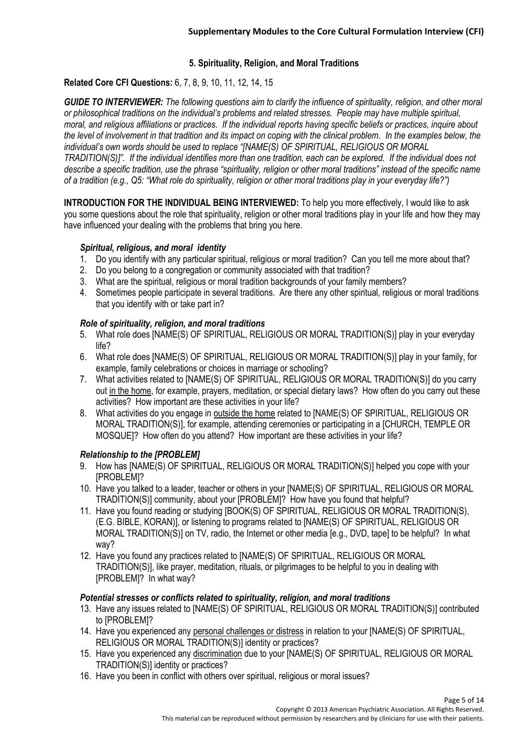## 5. Spirituality, Religion, and Moral Traditions

**Related Core CFI Questions:** 6, 7, 8, 9, 10, 11, 12, 14, 15

***GUIDE TO INTERVIEWER:*** *The following questions aim to clarify the influence of spirituality, religion, and other moral or philosophical traditions on the individual's problems and related stresses. People may have multiple spiritual, moral, and religious affiliations or practices. If the individual reports having specific beliefs or practices, inquire about the level of involvement in that tradition and its impact on coping with the clinical problem. In the examples below, the individual's own words should be used to replace "[NAME(S) OF SPIRITUAL, RELIGIOUS OR MORAL TRADITION(S)]". If the individual identifies more than one tradition, each can be explored. If the individual does not describe a specific tradition, use the phrase "spirituality, religion or other moral traditions" instead of the specific name of a tradition (e.g., Q5: "What role do spirituality, religion or other moral traditions play in your everyday life?")*

**INTRODUCTION FOR THE INDIVIDUAL BEING INTERVIEWED:** To help you more effectively, I would like to ask you some questions about the role that spirituality, religion or other moral traditions play in your life and how they may have influenced your dealing with the problems that bring you here.

### *Spiritual, religious, and moral identity*

1. Do you identify with any particular spiritual, religious or moral tradition? Can you tell me more about that?
2. Do you belong to a congregation or community associated with that tradition?
3. What are the spiritual, religious or moral tradition backgrounds of your family members?
4. Sometimes people participate in several traditions. Are there any other spiritual, religious or moral traditions that you identify with or take part in?

### *Role of spirituality, religion, and moral traditions*

5. What role does [NAME(S) OF SPIRITUAL, RELIGIOUS OR MORAL TRADITION(S)] play in your everyday life?
6. What role does [NAME(S) OF SPIRITUAL, RELIGIOUS OR MORAL TRADITION(S)] play in your family, for example, family celebrations or choices in marriage or schooling?
7. What activities related to [NAME(S) OF SPIRITUAL, RELIGIOUS OR MORAL TRADITION(S)] do you carry out <u>in the home</u>, for example, prayers, meditation, or special dietary laws? How often do you carry out these activities? How important are these activities in your life?
8. What activities do you engage in <u>outside the home</u> related to [NAME(S) OF SPIRITUAL, RELIGIOUS OR MORAL TRADITION(S)], for example, attending ceremonies or participating in a [CHURCH, TEMPLE OR MOSQUE]? How often do you attend? How important are these activities in your life?

### *Relationship to the [PROBLEM]*

9. How has [NAME(S) OF SPIRITUAL, RELIGIOUS OR MORAL TRADITION(S)] helped you cope with your [PROBLEM]?
10. Have you talked to a leader, teacher or others in your [NAME(S) OF SPIRITUAL, RELIGIOUS OR MORAL TRADITION(S)] community, about your [PROBLEM]? How have you found that helpful?
11. Have you found reading or studying [BOOK(S) OF SPIRITUAL, RELIGIOUS OR MORAL TRADITION(S), (E.G. BIBLE, KORAN)], or listening to programs related to [NAME(S) OF SPIRITUAL, RELIGIOUS OR MORAL TRADITION(S)] on TV, radio, the Internet or other media [e.g., DVD, tape] to be helpful? In what way?
12. Have you found any practices related to [NAME(S) OF SPIRITUAL, RELIGIOUS OR MORAL TRADITION(S)], like prayer, meditation, rituals, or pilgrimages to be helpful to you in dealing with [PROBLEM]? In what way?

### *Potential stresses or conflicts related to spirituality, religion, and moral traditions*

13. Have any issues related to [NAME(S) OF SPIRITUAL, RELIGIOUS OR MORAL TRADITION(S)] contributed to [PROBLEM]?
14. Have you experienced any <u>personal challenges or distress</u> in relation to your [NAME(S) OF SPIRITUAL, RELIGIOUS OR MORAL TRADITION(S)] identity or practices?
15. Have you experienced any <u>discrimination</u> due to your [NAME(S) OF SPIRITUAL, RELIGIOUS OR MORAL TRADITION(S)] identity or practices?
16. Have you been in conflict with others over spiritual, religious or moral issues?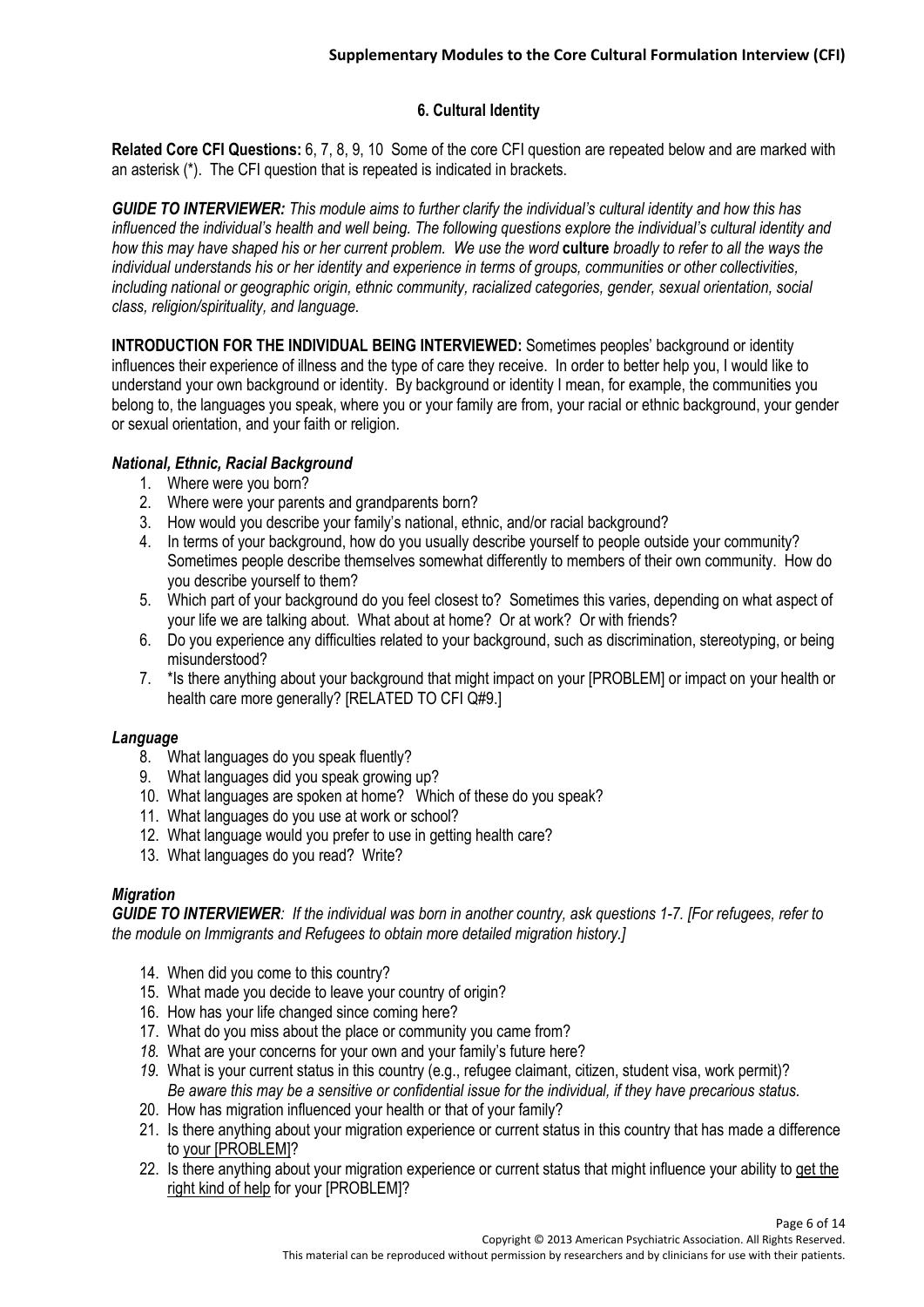## 6. Cultural Identity

**Related Core CFI Questions:** 6, 7, 8, 9, 10 Some of the core CFI question are repeated below and are marked with an asterisk (*). The CFI question that is repeated is indicated in brackets.

***GUIDE TO INTERVIEWER:*** *This module aims to further clarify the individual's cultural identity and how this has influenced the individual's health and well being. The following questions explore the individual's cultural identity and how this may have shaped his or her current problem. We use the word* **culture** *broadly to refer to all the ways the individual understands his or her identity and experience in terms of groups, communities or other collectivities, including national or geographic origin, ethnic community, racialized categories, gender, sexual orientation, social class, religion/spirituality, and language.*

**INTRODUCTION FOR THE INDIVIDUAL BEING INTERVIEWED:** Sometimes peoples' background or identity influences their experience of illness and the type of care they receive. In order to better help you, I would like to understand your own background or identity. By background or identity I mean, for example, the communities you belong to, the languages you speak, where you or your family are from, your racial or ethnic background, your gender or sexual orientation, and your faith or religion.

### *National, Ethnic, Racial Background*

1. Where were you born?
2. Where were your parents and grandparents born?
3. How would you describe your family's national, ethnic, and/or racial background?
4. In terms of your background, how do you usually describe yourself to people outside your community? Sometimes people describe themselves somewhat differently to members of their own community. How do you describe yourself to them?
5. Which part of your background do you feel closest to? Sometimes this varies, depending on what aspect of your life we are talking about. What about at home? Or at work? Or with friends?
6. Do you experience any difficulties related to your background, such as discrimination, stereotyping, or being misunderstood?
7. *Is there anything about your background that might impact on your [PROBLEM] or impact on your health or health care more generally? [RELATED TO CFI Q#9.]

### *Language*

8. What languages do you speak fluently?
9. What languages did you speak growing up?
10. What languages are spoken at home? Which of these do you speak?
11. What languages do you use at work or school?
12. What language would you prefer to use in getting health care?
13. What languages do you read? Write?

### *Migration*

***GUIDE TO INTERVIEWER****: If the individual was born in another country, ask questions 1-7. [For refugees, refer to the module on Immigrants and Refugees to obtain more detailed migration history.]*

14. When did you come to this country?
15. What made you decide to leave your country of origin?
16. How has your life changed since coming here?
17. What do you miss about the place or community you came from?
18. What are your concerns for your own and your family's future here?
19. What is your current status in this country (e.g., refugee claimant, citizen, student visa, work permit)?
    *Be aware this may be a sensitive or confidential issue for the individual, if they have precarious status.*
20. How has migration influenced your health or that of your family?
21. Is there anything about your migration experience or current status in this country that has made a difference to <u>your [PROBLEM]</u>?
22. Is there anything about your migration experience or current status that might influence your ability to <u>get the right kind of help</u> for your [PROBLEM]?

Copyright © 2013 American Psychiatric Association. All Rights Reserved.
This material can be reproduced without permission by researchers and by clinicians for use with their patients.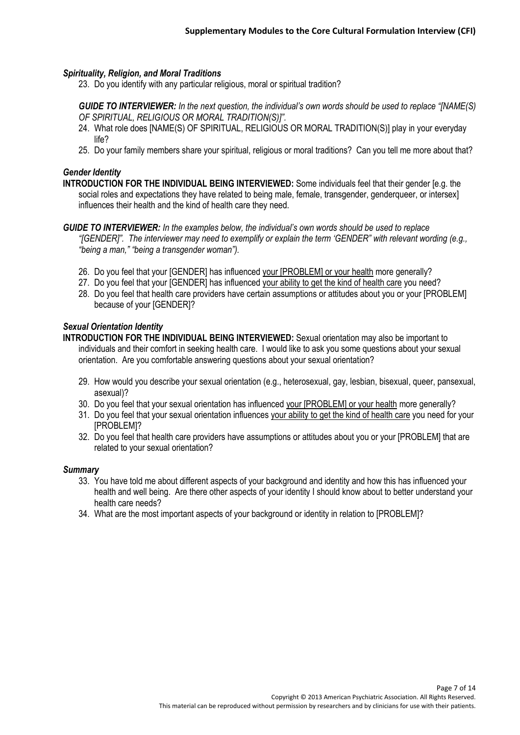### *Spirituality, Religion, and Moral Traditions*

23. Do you identify with any particular religious, moral or spiritual tradition?

***GUIDE TO INTERVIEWER:*** *In the next question, the individual's own words should be used to replace "[NAME(S) OF SPIRITUAL, RELIGIOUS OR MORAL TRADITION(S)]".*

24. What role does [NAME(S) OF SPIRITUAL, RELIGIOUS OR MORAL TRADITION(S)] play in your everyday life?
25. Do your family members share your spiritual, religious or moral traditions? Can you tell me more about that?

### *Gender Identity*

**INTRODUCTION FOR THE INDIVIDUAL BEING INTERVIEWED:** Some individuals feel that their gender [e.g. the social roles and expectations they have related to being male, female, transgender, genderqueer, or intersex] influences their health and the kind of health care they need.

***GUIDE TO INTERVIEWER:*** *In the examples below, the individual's own words should be used to replace "[GENDER]". The interviewer may need to exemplify or explain the term 'GENDER" with relevant wording (e.g., "being a man," "being a transgender woman").*

26. Do you feel that your [GENDER] has influenced <u>your [PROBLEM] or your health</u> more generally?
27. Do you feel that your [GENDER] has influenced <u>your ability to get the kind of health care</u> you need?
28. Do you feel that health care providers have certain assumptions or attitudes about you or your [PROBLEM] because of your [GENDER]?

### *Sexual Orientation Identity*

**INTRODUCTION FOR THE INDIVIDUAL BEING INTERVIEWED:** Sexual orientation may also be important to individuals and their comfort in seeking health care. I would like to ask you some questions about your sexual orientation. Are you comfortable answering questions about your sexual orientation?

29. How would you describe your sexual orientation (e.g., heterosexual, gay, lesbian, bisexual, queer, pansexual, asexual)?
30. Do you feel that your sexual orientation has influenced <u>your [PROBLEM] or your health</u> more generally?
31. Do you feel that your sexual orientation influences <u>your ability to get the kind of health care</u> you need for your [PROBLEM]?
32. Do you feel that health care providers have assumptions or attitudes about you or your [PROBLEM] that are related to your sexual orientation?

### *Summary*

33. You have told me about different aspects of your background and identity and how this has influenced your health and well being. Are there other aspects of your identity I should know about to better understand your health care needs?
34. What are the most important aspects of your background or identity in relation to [PROBLEM]?

Copyright © 2013 American Psychiatric Association. All Rights Reserved.
This material can be reproduced without permission by researchers and by clinicians for use with their patients.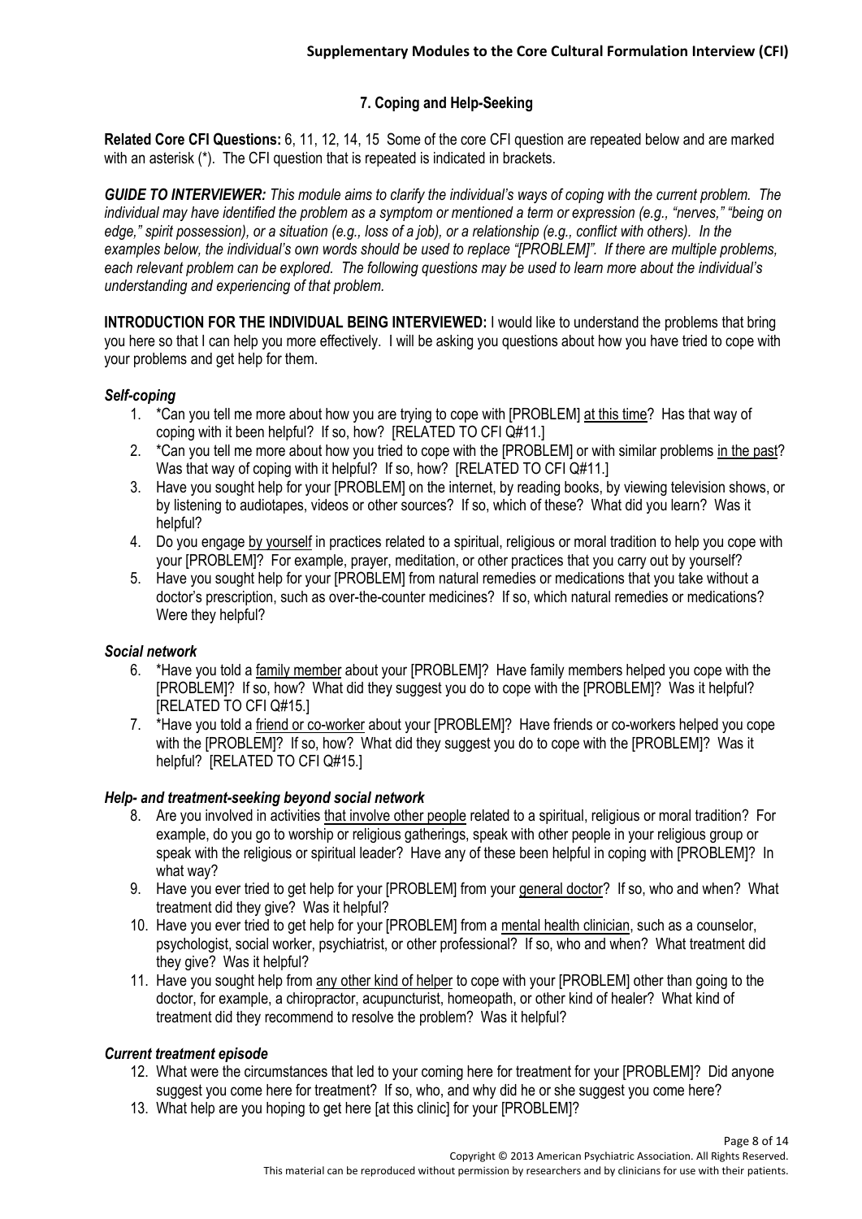## 7. Coping and Help-Seeking

**Related Core CFI Questions:** 6, 11, 12, 14, 15 Some of the core CFI question are repeated below and are marked with an asterisk (*). The CFI question that is repeated is indicated in brackets.

***GUIDE TO INTERVIEWER:*** *This module aims to clarify the individual's ways of coping with the current problem. The individual may have identified the problem as a symptom or mentioned a term or expression (e.g., "nerves," "being on edge," spirit possession), or a situation (e.g., loss of a job), or a relationship (e.g., conflict with others). In the examples below, the individual's own words should be used to replace "[PROBLEM]". If there are multiple problems, each relevant problem can be explored. The following questions may be used to learn more about the individual's understanding and experiencing of that problem.*

**INTRODUCTION FOR THE INDIVIDUAL BEING INTERVIEWED:** I would like to understand the problems that bring you here so that I can help you more effectively. I will be asking you questions about how you have tried to cope with your problems and get help for them.

### *Self-coping*

1. *Can you tell me more about how you are trying to cope with [PROBLEM] at this time? Has that way of coping with it been helpful? If so, how? [RELATED TO CFI Q#11.]
2. *Can you tell me more about how you tried to cope with the [PROBLEM] or with similar problems in the past? Was that way of coping with it helpful? If so, how? [RELATED TO CFI Q#11.]
3. Have you sought help for your [PROBLEM] on the internet, by reading books, by viewing television shows, or by listening to audiotapes, videos or other sources? If so, which of these? What did you learn? Was it helpful?
4. Do you engage by yourself in practices related to a spiritual, religious or moral tradition to help you cope with your [PROBLEM]? For example, prayer, meditation, or other practices that you carry out by yourself?
5. Have you sought help for your [PROBLEM] from natural remedies or medications that you take without a doctor's prescription, such as over-the-counter medicines? If so, which natural remedies or medications? Were they helpful?

### *Social network*

6. *Have you told a family member about your [PROBLEM]? Have family members helped you cope with the [PROBLEM]? If so, how? What did they suggest you do to cope with the [PROBLEM]? Was it helpful? [RELATED TO CFI Q#15.]
7. *Have you told a friend or co-worker about your [PROBLEM]? Have friends or co-workers helped you cope with the [PROBLEM]? If so, how? What did they suggest you do to cope with the [PROBLEM]? Was it helpful? [RELATED TO CFI Q#15.]

### *Help- and treatment-seeking beyond social network*

8. Are you involved in activities that involve other people related to a spiritual, religious or moral tradition? For example, do you go to worship or religious gatherings, speak with other people in your religious group or speak with the religious or spiritual leader? Have any of these been helpful in coping with [PROBLEM]? In what way?
9. Have you ever tried to get help for your [PROBLEM] from your general doctor? If so, who and when? What treatment did they give? Was it helpful?
10. Have you ever tried to get help for your [PROBLEM] from a mental health clinician, such as a counselor, psychologist, social worker, psychiatrist, or other professional? If so, who and when? What treatment did they give? Was it helpful?
11. Have you sought help from any other kind of helper to cope with your [PROBLEM] other than going to the doctor, for example, a chiropractor, acupuncturist, homeopath, or other kind of healer? What kind of treatment did they recommend to resolve the problem? Was it helpful?

### *Current treatment episode*

12. What were the circumstances that led to your coming here for treatment for your [PROBLEM]? Did anyone suggest you come here for treatment? If so, who, and why did he or she suggest you come here?
13. What help are you hoping to get here [at this clinic] for your [PROBLEM]?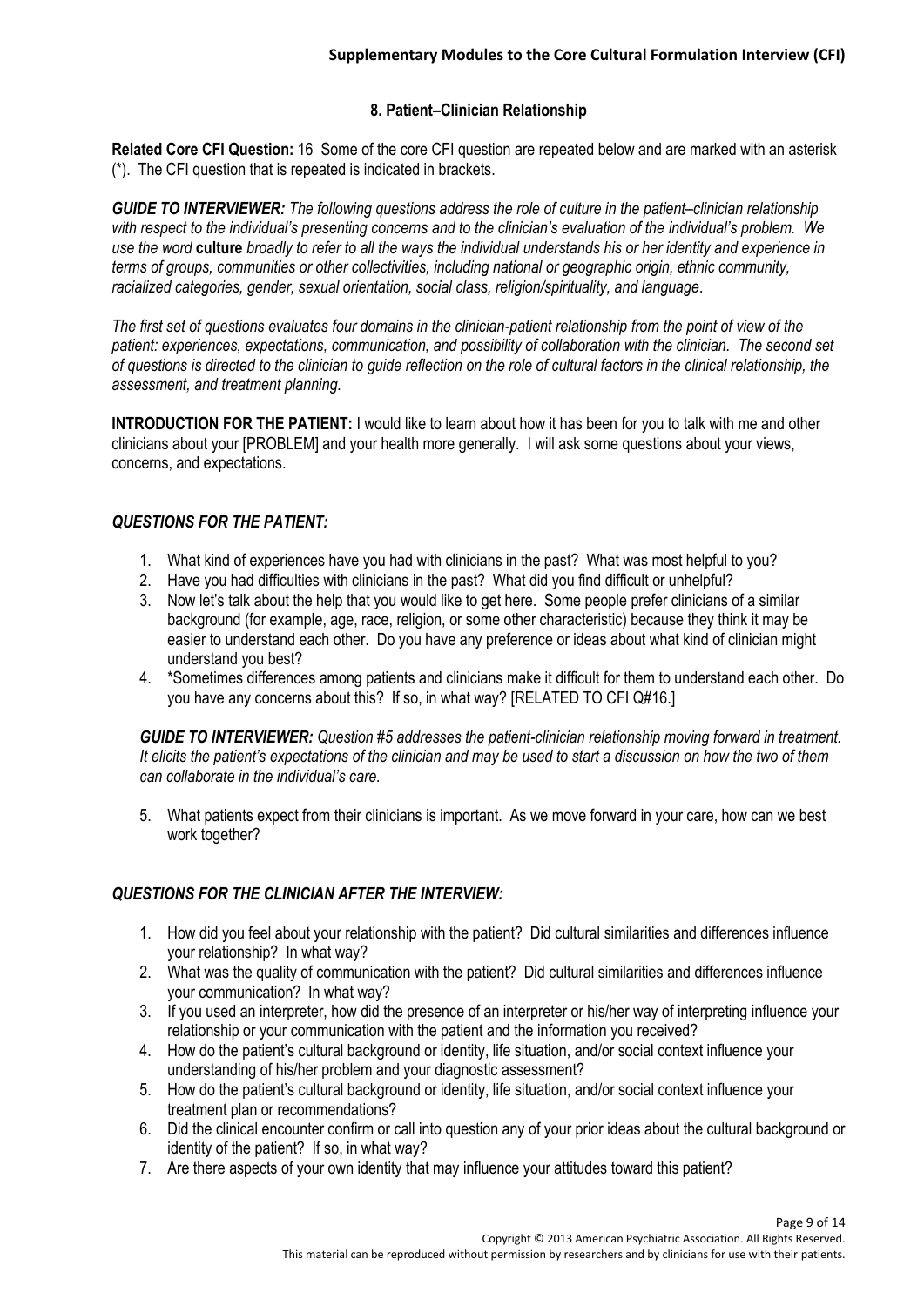### 8. Patient–Clinician Relationship

**Related Core CFI Question:** 16 Some of the core CFI question are repeated below and are marked with an asterisk (*). The CFI question that is repeated is indicated in brackets.

***GUIDE TO INTERVIEWER:*** *The following questions address the role of culture in the patient–clinician relationship with respect to the individual's presenting concerns and to the clinician's evaluation of the individual's problem. We use the word* **culture** *broadly to refer to all the ways the individual understands his or her identity and experience in terms of groups, communities or other collectivities, including national or geographic origin, ethnic community, racialized categories, gender, sexual orientation, social class, religion/spirituality, and language.*

*The first set of questions evaluates four domains in the clinician-patient relationship from the point of view of the patient: experiences, expectations, communication, and possibility of collaboration with the clinician. The second set of questions is directed to the clinician to guide reflection on the role of cultural factors in the clinical relationship, the assessment, and treatment planning.*

**INTRODUCTION FOR THE PATIENT:** I would like to learn about how it has been for you to talk with me and other clinicians about your [PROBLEM] and your health more generally. I will ask some questions about your views, concerns, and expectations.

***QUESTIONS FOR THE PATIENT:***

1. What kind of experiences have you had with clinicians in the past? What was most helpful to you?
2. Have you had difficulties with clinicians in the past? What did you find difficult or unhelpful?
3. Now let's talk about the help that you would like to get here. Some people prefer clinicians of a similar background (for example, age, race, religion, or some other characteristic) because they think it may be easier to understand each other. Do you have any preference or ideas about what kind of clinician might understand you best?
4. *Sometimes differences among patients and clinicians make it difficult for them to understand each other. Do you have any concerns about this? If so, in what way? [RELATED TO CFI Q#16.]

***GUIDE TO INTERVIEWER:*** *Question #5 addresses the patient-clinician relationship moving forward in treatment. It elicits the patient's expectations of the clinician and may be used to start a discussion on how the two of them can collaborate in the individual's care.*

5. What patients expect from their clinicians is important. As we move forward in your care, how can we best work together?

***QUESTIONS FOR THE CLINICIAN AFTER THE INTERVIEW:***

1. How did you feel about your relationship with the patient? Did cultural similarities and differences influence your relationship? In what way?
2. What was the quality of communication with the patient? Did cultural similarities and differences influence your communication? In what way?
3. If you used an interpreter, how did the presence of an interpreter or his/her way of interpreting influence your relationship or your communication with the patient and the information you received?
4. How do the patient's cultural background or identity, life situation, and/or social context influence your understanding of his/her problem and your diagnostic assessment?
5. How do the patient's cultural background or identity, life situation, and/or social context influence your treatment plan or recommendations?
6. Did the clinical encounter confirm or call into question any of your prior ideas about the cultural background or identity of the patient? If so, in what way?
7. Are there aspects of your own identity that may influence your attitudes toward this patient?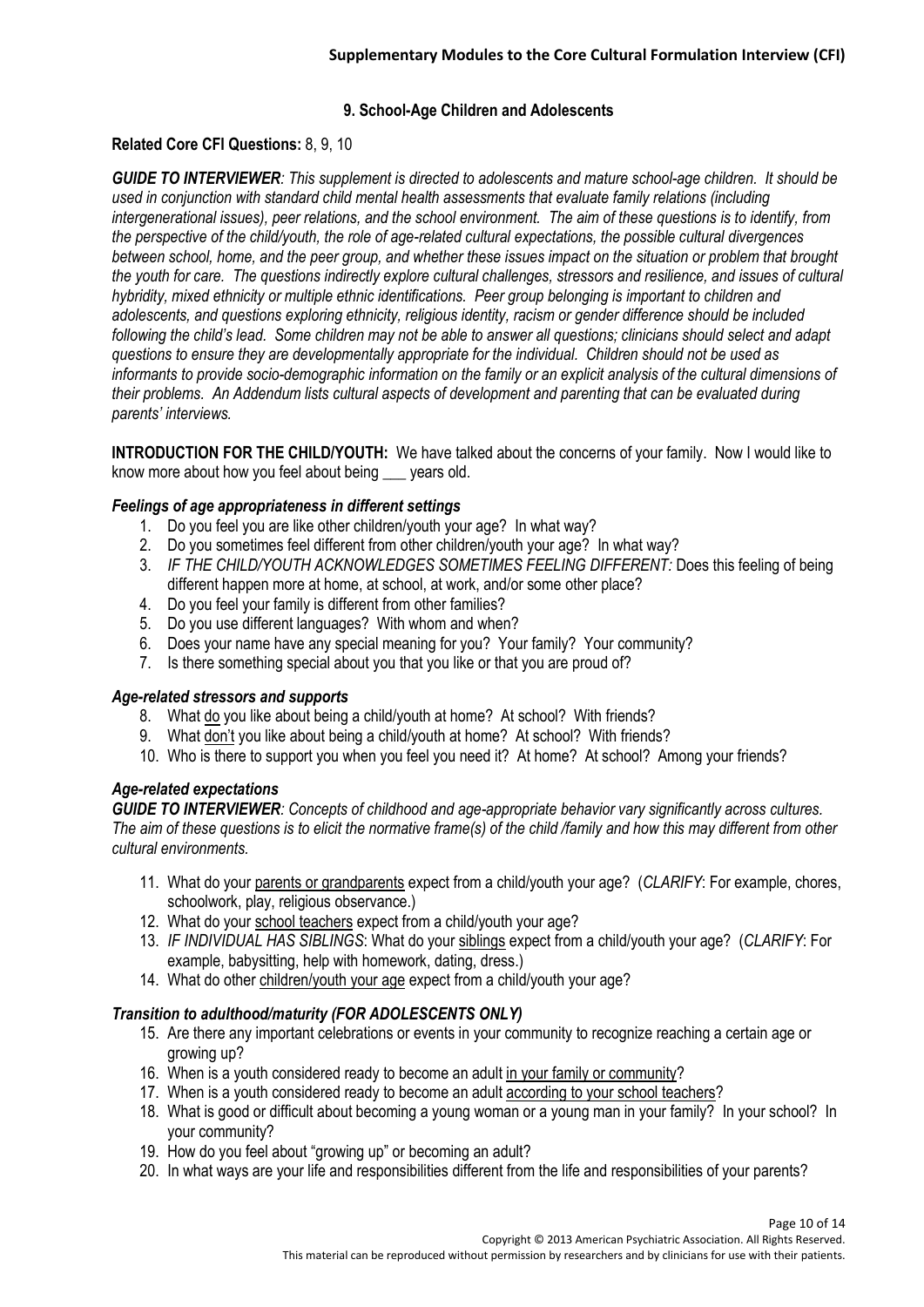## 9. School-Age Children and Adolescents

**Related Core CFI Questions:** 8, 9, 10

***GUIDE TO INTERVIEWER****: This supplement is directed to adolescents and mature school-age children. It should be used in conjunction with standard child mental health assessments that evaluate family relations (including intergenerational issues), peer relations, and the school environment. The aim of these questions is to identify, from the perspective of the child/youth, the role of age-related cultural expectations, the possible cultural divergences between school, home, and the peer group, and whether these issues impact on the situation or problem that brought the youth for care. The questions indirectly explore cultural challenges, stressors and resilience, and issues of cultural hybridity, mixed ethnicity or multiple ethnic identifications. Peer group belonging is important to children and adolescents, and questions exploring ethnicity, religious identity, racism or gender difference should be included following the child's lead. Some children may not be able to answer all questions; clinicians should select and adapt questions to ensure they are developmentally appropriate for the individual. Children should not be used as informants to provide socio-demographic information on the family or an explicit analysis of the cultural dimensions of their problems. An Addendum lists cultural aspects of development and parenting that can be evaluated during parents' interviews.*

**INTRODUCTION FOR THE CHILD/YOUTH:** We have talked about the concerns of your family. Now I would like to know more about how you feel about being ___ years old.

### *Feelings of age appropriateness in different settings*

1. Do you feel you are like other children/youth your age? In what way?
2. Do you sometimes feel different from other children/youth your age? In what way?
3. *IF THE CHILD/YOUTH ACKNOWLEDGES SOMETIMES FEELING DIFFERENT:* Does this feeling of being different happen more at home, at school, at work, and/or some other place?
4. Do you feel your family is different from other families?
5. Do you use different languages? With whom and when?
6. Does your name have any special meaning for you? Your family? Your community?
7. Is there something special about you that you like or that you are proud of?

### *Age-related stressors and supports*

8. What do you like about being a child/youth at home? At school? With friends?
9. What don't you like about being a child/youth at home? At school? With friends?
10. Who is there to support you when you feel you need it? At home? At school? Among your friends?

### *Age-related expectations*

***GUIDE TO INTERVIEWER****: Concepts of childhood and age-appropriate behavior vary significantly across cultures. The aim of these questions is to elicit the normative frame(s) of the child /family and how this may different from other cultural environments.*

11. What do your parents or grandparents expect from a child/youth your age? (*CLARIFY*: For example, chores, schoolwork, play, religious observance.)
12. What do your school teachers expect from a child/youth your age?
13. *IF INDIVIDUAL HAS SIBLINGS*: What do your siblings expect from a child/youth your age? (*CLARIFY*: For example, babysitting, help with homework, dating, dress.)
14. What do other children/youth your age expect from a child/youth your age?

### *Transition to adulthood/maturity (FOR ADOLESCENTS ONLY)*

15. Are there any important celebrations or events in your community to recognize reaching a certain age or growing up?
16. When is a youth considered ready to become an adult in your family or community?
17. When is a youth considered ready to become an adult according to your school teachers?
18. What is good or difficult about becoming a young woman or a young man in your family? In your school? In your community?
19. How do you feel about "growing up" or becoming an adult?
20. In what ways are your life and responsibilities different from the life and responsibilities of your parents?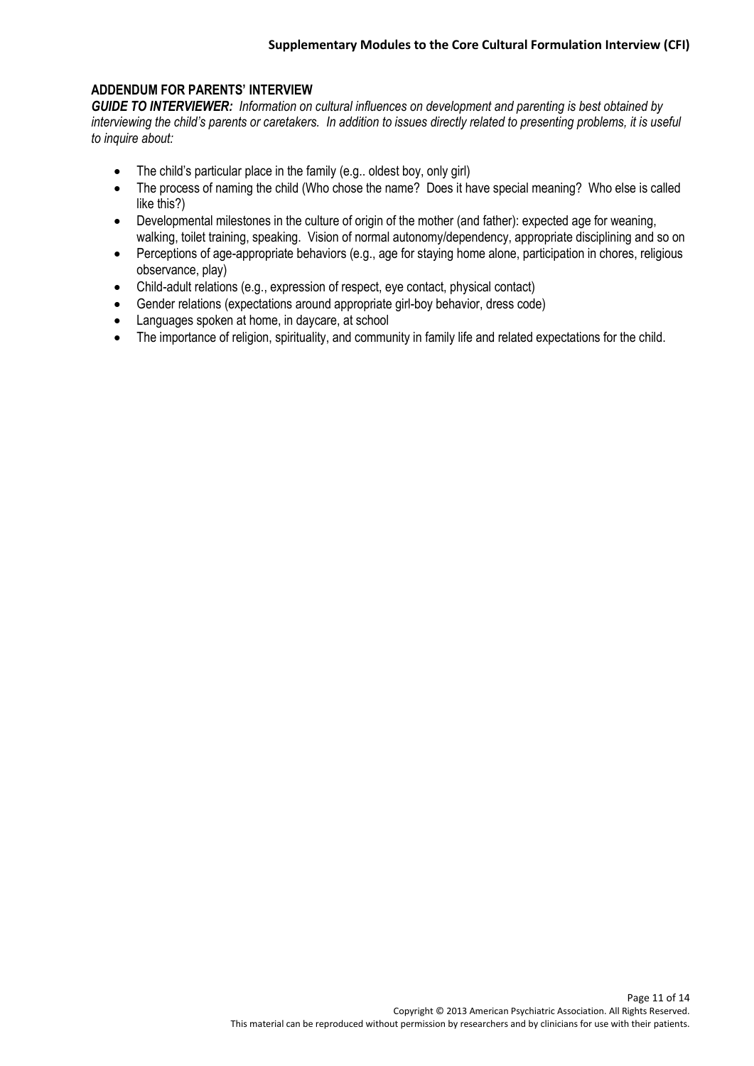## ADDENDUM FOR PARENTS' INTERVIEW

***GUIDE TO INTERVIEWER:*** *Information on cultural influences on development and parenting is best obtained by interviewing the child's parents or caretakers. In addition to issues directly related to presenting problems, it is useful to inquire about:*

- The child's particular place in the family (e.g.. oldest boy, only girl)
- The process of naming the child (Who chose the name? Does it have special meaning? Who else is called like this?)
- Developmental milestones in the culture of origin of the mother (and father): expected age for weaning, walking, toilet training, speaking. Vision of normal autonomy/dependency, appropriate disciplining and so on
- Perceptions of age-appropriate behaviors (e.g., age for staying home alone, participation in chores, religious observance, play)
- Child-adult relations (e.g., expression of respect, eye contact, physical contact)
- Gender relations (expectations around appropriate girl-boy behavior, dress code)
- Languages spoken at home, in daycare, at school
- The importance of religion, spirituality, and community in family life and related expectations for the child.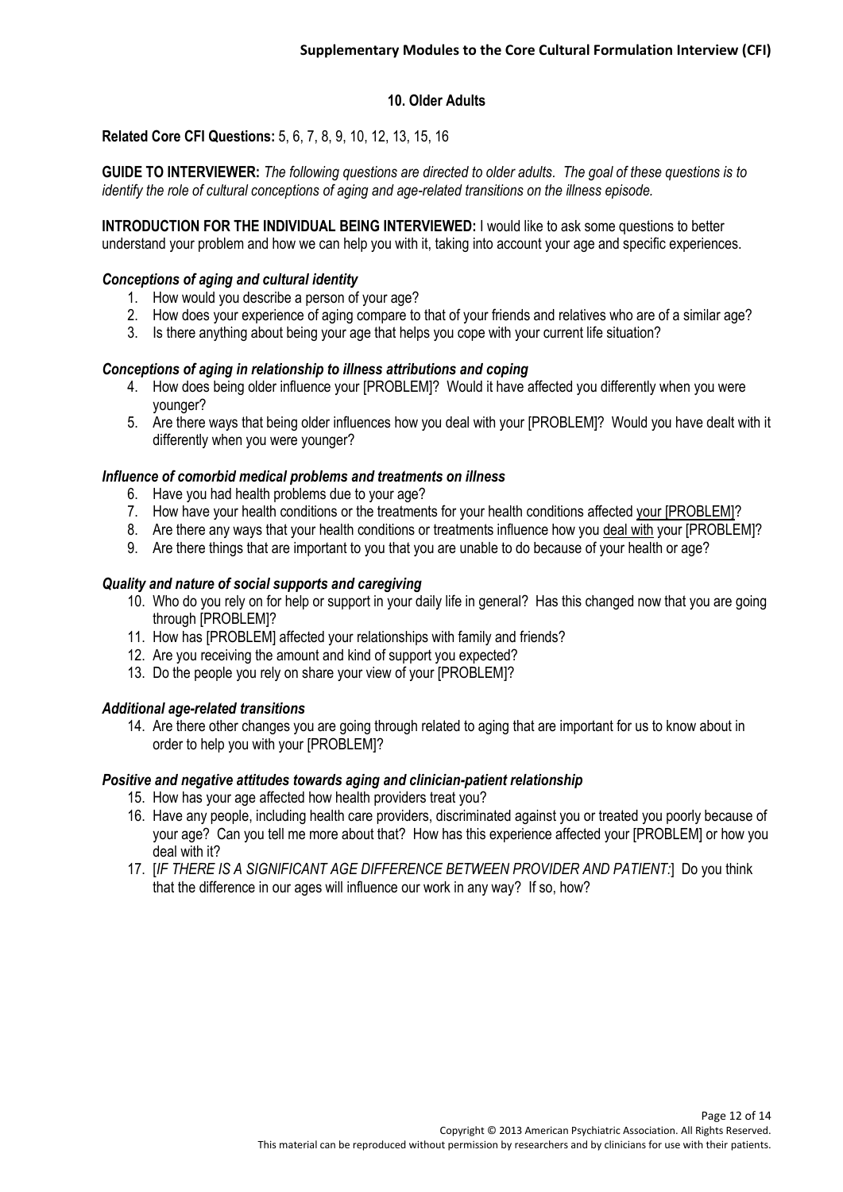## 10. Older Adults

**Related Core CFI Questions:** 5, 6, 7, 8, 9, 10, 12, 13, 15, 16

**GUIDE TO INTERVIEWER:** *The following questions are directed to older adults. The goal of these questions is to identify the role of cultural conceptions of aging and age-related transitions on the illness episode.*

**INTRODUCTION FOR THE INDIVIDUAL BEING INTERVIEWED:** I would like to ask some questions to better understand your problem and how we can help you with it, taking into account your age and specific experiences.

### *Conceptions of aging and cultural identity*

1. How would you describe a person of your age?
2. How does your experience of aging compare to that of your friends and relatives who are of a similar age?
3. Is there anything about being your age that helps you cope with your current life situation?

### *Conceptions of aging in relationship to illness attributions and coping*

4. How does being older influence your [PROBLEM]? Would it have affected you differently when you were younger?
5. Are there ways that being older influences how you deal with your [PROBLEM]? Would you have dealt with it differently when you were younger?

### *Influence of comorbid medical problems and treatments on illness*

6. Have you had health problems due to your age?
7. How have your health conditions or the treatments for your health conditions affected <u>your [PROBLEM]</u>?
8. Are there any ways that your health conditions or treatments influence how you <u>deal with</u> your [PROBLEM]?
9. Are there things that are important to you that you are unable to do because of your health or age?

### *Quality and nature of social supports and caregiving*

10. Who do you rely on for help or support in your daily life in general? Has this changed now that you are going through [PROBLEM]?
11. How has [PROBLEM] affected your relationships with family and friends?
12. Are you receiving the amount and kind of support you expected?
13. Do the people you rely on share your view of your [PROBLEM]?

### *Additional age-related transitions*

14. Are there other changes you are going through related to aging that are important for us to know about in order to help you with your [PROBLEM]?

### *Positive and negative attitudes towards aging and clinician-patient relationship*

15. How has your age affected how health providers treat you?
16. Have any people, including health care providers, discriminated against you or treated you poorly because of your age? Can you tell me more about that? How has this experience affected your [PROBLEM] or how you deal with it?
17. [*IF THERE IS A SIGNIFICANT AGE DIFFERENCE BETWEEN PROVIDER AND PATIENT:*] Do you think that the difference in our ages will influence our work in any way? If so, how?

Copyright © 2013 American Psychiatric Association. All Rights Reserved.
This material can be reproduced without permission by researchers and by clinicians for use with their patients.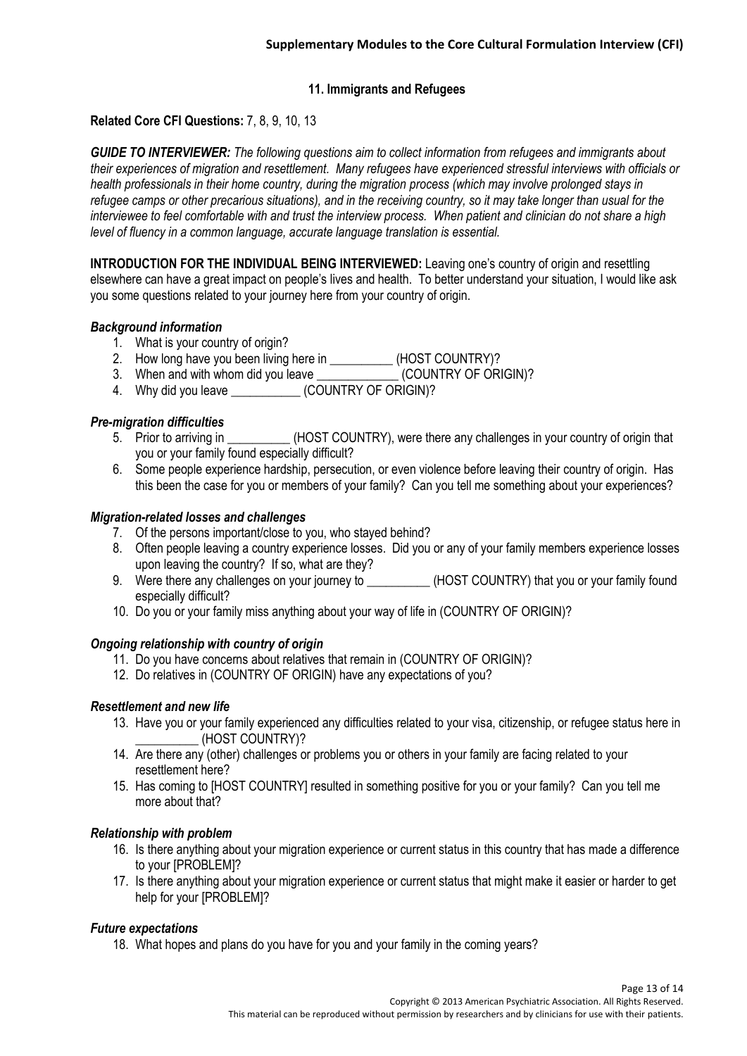## 11. Immigrants and Refugees

**Related Core CFI Questions:** 7, 8, 9, 10, 13

***GUIDE TO INTERVIEWER:*** *The following questions aim to collect information from refugees and immigrants about their experiences of migration and resettlement. Many refugees have experienced stressful interviews with officials or health professionals in their home country, during the migration process (which may involve prolonged stays in refugee camps or other precarious situations), and in the receiving country, so it may take longer than usual for the interviewee to feel comfortable with and trust the interview process. When patient and clinician do not share a high level of fluency in a common language, accurate language translation is essential.*

**INTRODUCTION FOR THE INDIVIDUAL BEING INTERVIEWED:** Leaving one's country of origin and resettling elsewhere can have a great impact on people's lives and health. To better understand your situation, I would like ask you some questions related to your journey here from your country of origin.

***Background information***

1. What is your country of origin?
2. How long have you been living here in __________ (HOST COUNTRY)?
3. When and with whom did you leave _____________ (COUNTRY OF ORIGIN)?
4. Why did you leave ___________ (COUNTRY OF ORIGIN)?

***Pre-migration difficulties***

5. Prior to arriving in __________ (HOST COUNTRY), were there any challenges in your country of origin that you or your family found especially difficult?
6. Some people experience hardship, persecution, or even violence before leaving their country of origin. Has this been the case for you or members of your family? Can you tell me something about your experiences?

***Migration-related losses and challenges***

7. Of the persons important/close to you, who stayed behind?
8. Often people leaving a country experience losses. Did you or any of your family members experience losses upon leaving the country? If so, what are they?
9. Were there any challenges on your journey to __________ (HOST COUNTRY) that you or your family found especially difficult?
10. Do you or your family miss anything about your way of life in (COUNTRY OF ORIGIN)?

***Ongoing relationship with country of origin***

11. Do you have concerns about relatives that remain in (COUNTRY OF ORIGIN)?
12. Do relatives in (COUNTRY OF ORIGIN) have any expectations of you?

***Resettlement and new life***

13. Have you or your family experienced any difficulties related to your visa, citizenship, or refugee status here in __________ (HOST COUNTRY)?
14. Are there any (other) challenges or problems you or others in your family are facing related to your resettlement here?
15. Has coming to [HOST COUNTRY] resulted in something positive for you or your family? Can you tell me more about that?

***Relationship with problem***

16. Is there anything about your migration experience or current status in this country that has made a difference to your [PROBLEM]?
17. Is there anything about your migration experience or current status that might make it easier or harder to get help for your [PROBLEM]?

***Future expectations***

18. What hopes and plans do you have for you and your family in the coming years?

Copyright © 2013 American Psychiatric Association. All Rights Reserved.
This material can be reproduced without permission by researchers and by clinicians for use with their patients.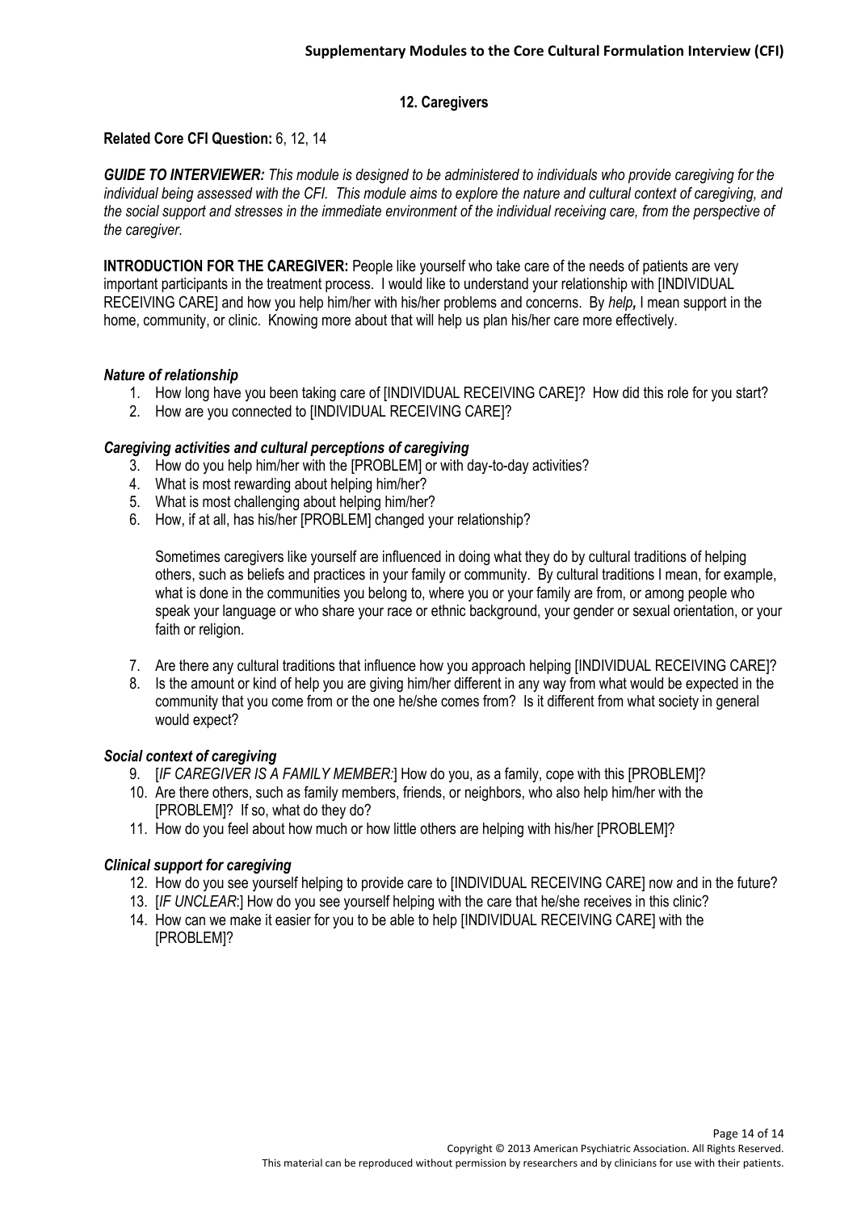## 12. Caregivers

**Related Core CFI Question:** 6, 12, 14

***GUIDE TO INTERVIEWER:*** *This module is designed to be administered to individuals who provide caregiving for the individual being assessed with the CFI. This module aims to explore the nature and cultural context of caregiving, and the social support and stresses in the immediate environment of the individual receiving care, from the perspective of the caregiver.*

**INTRODUCTION FOR THE CAREGIVER:** People like yourself who take care of the needs of patients are very important participants in the treatment process. I would like to understand your relationship with [INDIVIDUAL RECEIVING CARE] and how you help him/her with his/her problems and concerns. By ***help,*** I mean support in the home, community, or clinic. Knowing more about that will help us plan his/her care more effectively.

### *Nature of relationship*

1. How long have you been taking care of [INDIVIDUAL RECEIVING CARE]? How did this role for you start?
2. How are you connected to [INDIVIDUAL RECEIVING CARE]?

### *Caregiving activities and cultural perceptions of caregiving*

3. How do you help him/her with the [PROBLEM] or with day-to-day activities?
4. What is most rewarding about helping him/her?
5. What is most challenging about helping him/her?
6. How, if at all, has his/her [PROBLEM] changed your relationship?

   Sometimes caregivers like yourself are influenced in doing what they do by cultural traditions of helping others, such as beliefs and practices in your family or community. By cultural traditions I mean, for example, what is done in the communities you belong to, where you or your family are from, or among people who speak your language or who share your race or ethnic background, your gender or sexual orientation, or your faith or religion.

7. Are there any cultural traditions that influence how you approach helping [INDIVIDUAL RECEIVING CARE]?
8. Is the amount or kind of help you are giving him/her different in any way from what would be expected in the community that you come from or the one he/she comes from? Is it different from what society in general would expect?

### *Social context of caregiving*

9. [*IF CAREGIVER IS A FAMILY MEMBER:*] How do you, as a family, cope with this [PROBLEM]?
10. Are there others, such as family members, friends, or neighbors, who also help him/her with the [PROBLEM]? If so, what do they do?
11. How do you feel about how much or how little others are helping with his/her [PROBLEM]?

### *Clinical support for caregiving*

12. How do you see yourself helping to provide care to [INDIVIDUAL RECEIVING CARE] now and in the future?
13. [*IF UNCLEAR*:] How do you see yourself helping with the care that he/she receives in this clinic?
14. How can we make it easier for you to be able to help [INDIVIDUAL RECEIVING CARE] with the [PROBLEM]?

Copyright © 2013 American Psychiatric Association. All Rights Reserved.
This material can be reproduced without permission by researchers and by clinicians for use with their patients.